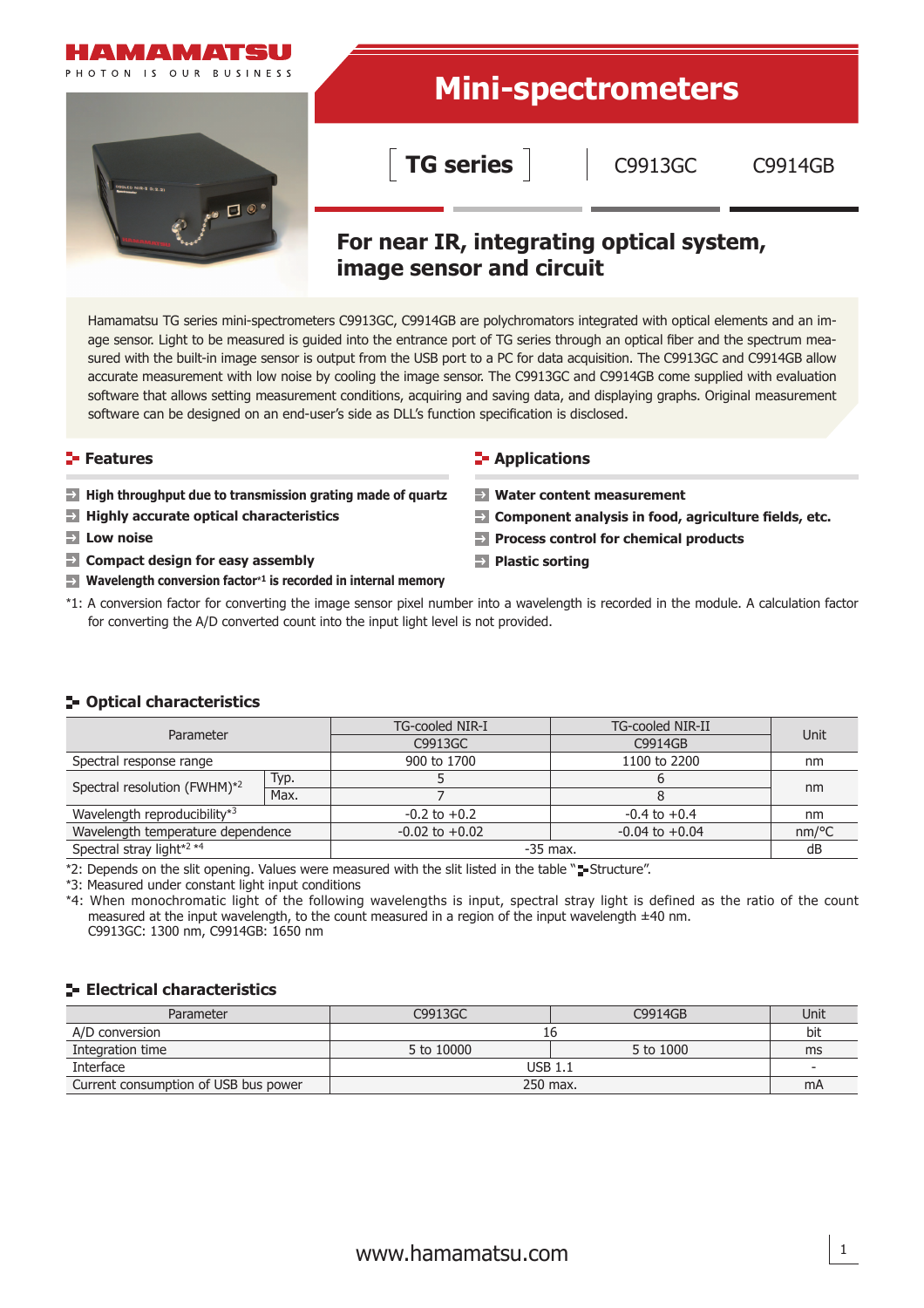HAMAMATSU

PHOTON IS OUR BUSINESS

# Mini-spectrometers

## TG series | C9913GC C9914GB

## For near IR, integrating optical system, image sensor and circuit

Hamamatsu TG series mini-spectrometers C9913GC, C9914GB are polychromators integrated with optical elements and an image sensor. Light to be measured is guided into the entrance port of TG series through an optical fiber and the spectrum measured with the built-in image sensor is output from the USB port to a PC for data acquisition. The C9913GC and C9914GB allow accurate measurement with low noise by cooling the image sensor. The C9913GC and C9914GB come supplied with evaluation software that allows setting measurement conditions, acquiring and saving data, and displaying graphs. Original measurement software can be designed on an end-user's side as DLL's function specification is disclosed.

### Features

- **High throughput due to transmission grating made of quartz**
- **Highly accurate optical characteristics**
- **Low noise**
- **Compact design for easy assembly**
- **Wavelength conversion factor*1 is recorded in internal memory**

### Applications

- **Water content measurement**
- **Component analysis in food, agriculture fields, etc.**
- **Process control for chemical products**
- **Plastic sorting**

*1: A conversion factor for converting the image sensor pixel number into a wavelength is recorded in the module. A calculation factor for converting the A/D converted count into the input light level is not provided.

### Optical characteristics

| Parameter | | TG-cooled NIR-I | TG-cooled NIR-II | Unit |
|---|---|---|---|---|
| | | C9913GC | C9914GB | |
| Spectral response range | | 900 to 1700 | 1100 to 2200 | nm |
| Spectral resolution (FWHM)*2 | Typ. | 5 | 6 | nm |
| | Max. | 7 | 8 | |
| Wavelength reproducibility*3 | | -0.2 to +0.2 | -0.4 to +0.4 | nm |
| Wavelength temperature dependence | | -0.02 to +0.02 | -0.04 to +0.04 | nm/°C |
| Spectral stray light*2 *4 | | -35 max. | | dB |

*2: Depends on the slit opening. Values were measured with the slit listed in the table "Structure".

*3: Measured under constant light input conditions

*4: When monochromatic light of the following wavelengths is input, spectral stray light is defined as the ratio of the count measured at the input wavelength, to the count measured in a region of the input wavelength ±40 nm.
C9913GC: 1300 nm, C9914GB: 1650 nm

### Electrical characteristics

| Parameter | C9913GC | C9914GB | Unit |
|---|---|---|---|
| A/D conversion | 16 | | bit |
| Integration time | 5 to 10000 | 5 to 1000 | ms |
| Interface | USB 1.1 | | - |
| Current consumption of USB bus power | 250 max. | | mA |

www.hamamatsu.com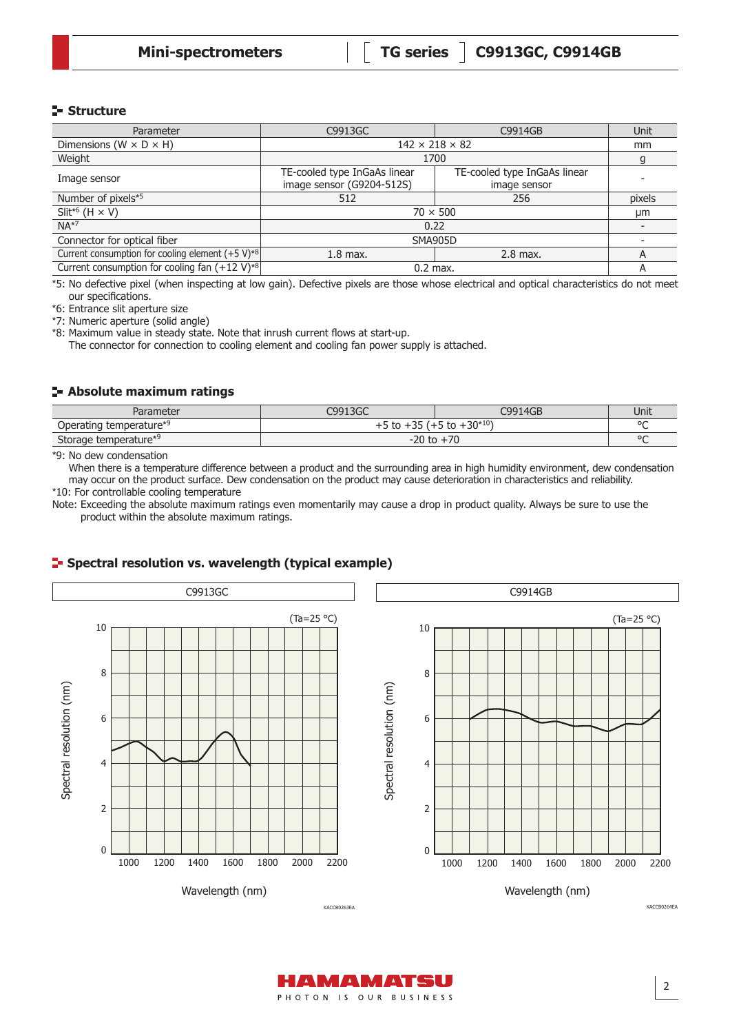## Structure

| Parameter | C9913GC | C9914GB | Unit |
|---|---|---|---|
| Dimensions (W × D × H) | 142 × 218 × 82 | | mm |
| Weight | 1700 | | g |
| Image sensor | TE-cooled type InGaAs linear image sensor (G9204-512S) | TE-cooled type InGaAs linear image sensor | - |
| Number of pixels*5 | 512 | 256 | pixels |
| Slit*6 (H × V) | 70 × 500 | | μm |
| NA*7 | 0.22 | | - |
| Connector for optical fiber | SMA905D | | - |
| Current consumption for cooling element (+5 V)*8 | 1.8 max. | 2.8 max. | A |
| Current consumption for cooling fan (+12 V)*8 | 0.2 max. | | A |

*5: No defective pixel (when inspecting at low gain). Defective pixels are those whose electrical and optical characteristics do not meet our specifications.
*6: Entrance slit aperture size
*7: Numeric aperture (solid angle)
*8: Maximum value in steady state. Note that inrush current flows at start-up.
The connector for connection to cooling element and cooling fan power supply is attached.

## Absolute maximum ratings

| Parameter | C9913GC | C9914GB | Unit |
|---|---|---|---|
| Operating temperature*9 | +5 to +35 (+5 to +30*10) | | °C |
| Storage temperature*9 | -20 to +70 | | °C |

*9: No dew condensation
When there is a temperature difference between a product and the surrounding area in high humidity environment, dew condensation may occur on the product surface. Dew condensation on the product may cause deterioration in characteristics and reliability.
*10: For controllable cooling temperature
Note: Exceeding the absolute maximum ratings even momentarily may cause a drop in product quality. Always be sure to use the product within the absolute maximum ratings.

## Spectral resolution vs. wavelength (typical example)

C9913GC

(Ta=25 °C)

Spectral resolution (nm) vs. Wavelength (nm)

KACCB0263EA

C9914GB

(Ta=25 °C)

Spectral resolution (nm) vs. Wavelength (nm)

KACCB0264EA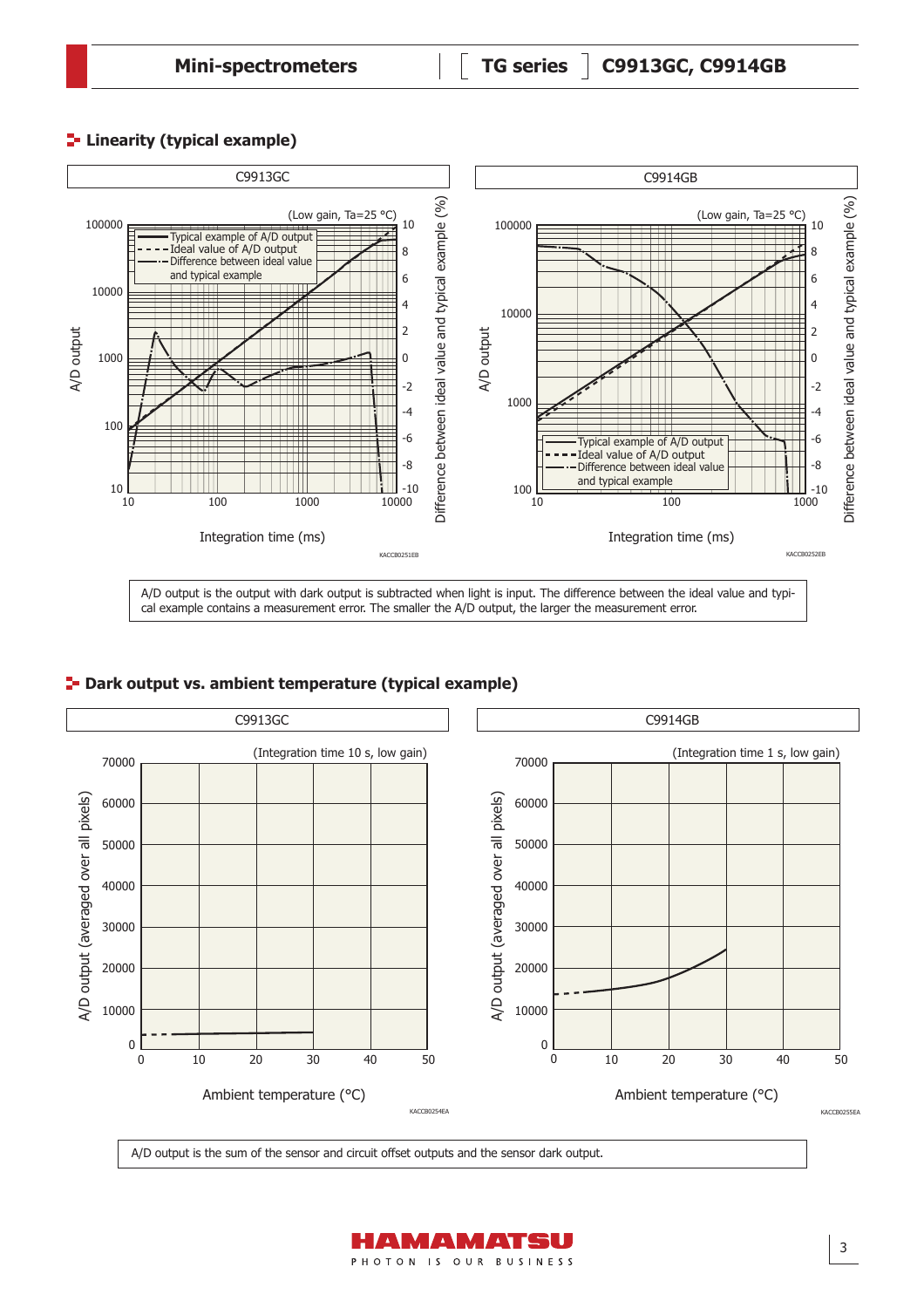## Linearity (typical example)

C9913GC

(Low gain, Ta=25 °C)

- Typical example of A/D output
- Ideal value of A/D output
- Difference between ideal value and typical example

A/D output | Integration time (ms) | Difference between ideal value and typical example (%)

KACCB0251EB

C9914GB

(Low gain, Ta=25 °C)

- Typical example of A/D output
- Ideal value of A/D output
- Difference between ideal value and typical example

A/D output | Integration time (ms) | Difference between ideal value and typical example (%)

KACCB0252EB

A/D output is the output with dark output is subtracted when light is input. The difference between the ideal value and typical example contains a measurement error. The smaller the A/D output, the larger the measurement error.

## Dark output vs. ambient temperature (typical example)

C9913GC

(Integration time 10 s, low gain)

A/D output (averaged over all pixels) | Ambient temperature (°C)

KACCB0254EA

C9914GB

(Integration time 1 s, low gain)

A/D output (averaged over all pixels) | Ambient temperature (°C)

KACCB0255EA

A/D output is the sum of the sensor and circuit offset outputs and the sensor dark output.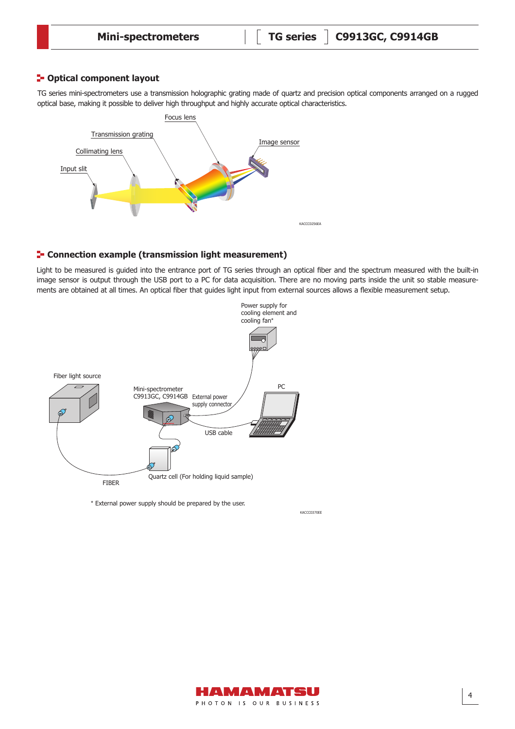## Optical component layout

TG series mini-spectrometers use a transmission holographic grating made of quartz and precision optical components arranged on a rugged optical base, making it possible to deliver high throughput and highly accurate optical characteristics.

Focus lens

Transmission grating

Image sensor

Collimating lens

Input slit

KACCC0256EA

## Connection example (transmission light measurement)

Light to be measured is guided into the entrance port of TG series through an optical fiber and the spectrum measured with the built-in image sensor is output through the USB port to a PC for data acquisition. There are no moving parts inside the unit so stable measurements are obtained at all times. An optical fiber that guides light input from external sources allows a flexible measurement setup.

Power supply for cooling element and cooling fan*

Fiber light source

Mini-spectrometer C9913GC, C9914GB

External power supply connector

PC

USB cable

Quartz cell (For holding liquid sample)

FIBER

* External power supply should be prepared by the user.

KACCC0370EE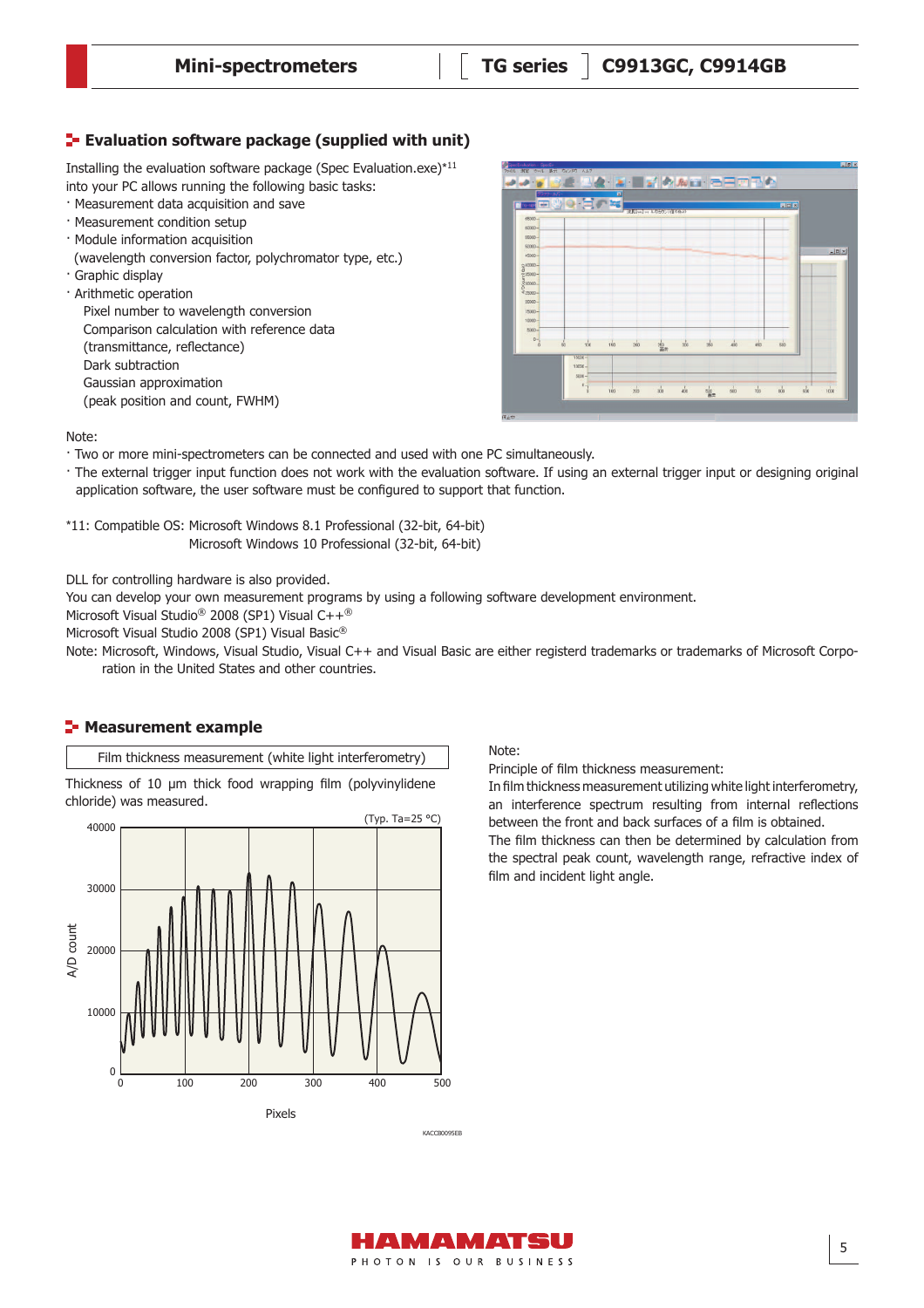## Evaluation software package (supplied with unit)

Installing the evaluation software package (Spec Evaluation.exe)*11 into your PC allows running the following basic tasks:

- Measurement data acquisition and save
- Measurement condition setup
- Module information acquisition
  (wavelength conversion factor, polychromator type, etc.)
- Graphic display
- Arithmetic operation
  - Pixel number to wavelength conversion
  - Comparison calculation with reference data
    (transmittance, reflectance)
  - Dark subtraction
  - Gaussian approximation
    (peak position and count, FWHM)

Note:

- Two or more mini-spectrometers can be connected and used with one PC simultaneously.
- The external trigger input function does not work with the evaluation software. If using an external trigger input or designing original application software, the user software must be configured to support that function.

*11: Compatible OS: Microsoft Windows 8.1 Professional (32-bit, 64-bit)
Microsoft Windows 10 Professional (32-bit, 64-bit)

DLL for controlling hardware is also provided.
You can develop your own measurement programs by using a following software development environment.
Microsoft Visual Studio® 2008 (SP1) Visual C++®
Microsoft Visual Studio 2008 (SP1) Visual Basic®
Note: Microsoft, Windows, Visual Studio, Visual C++ and Visual Basic are either registerd trademarks or trademarks of Microsoft Corporation in the United States and other countries.

## Measurement example

Film thickness measurement (white light interferometry)

Thickness of 10 µm thick food wrapping film (polyvinylidene chloride) was measured.

(Typ. Ta=25 °C)

KACCB0095EB

Note:
Principle of film thickness measurement:
In film thickness measurement utilizing white light interferometry, an interference spectrum resulting from internal reflections between the front and back surfaces of a film is obtained.
The film thickness can then be determined by calculation from the spectral peak count, wavelength range, refractive index of film and incident light angle.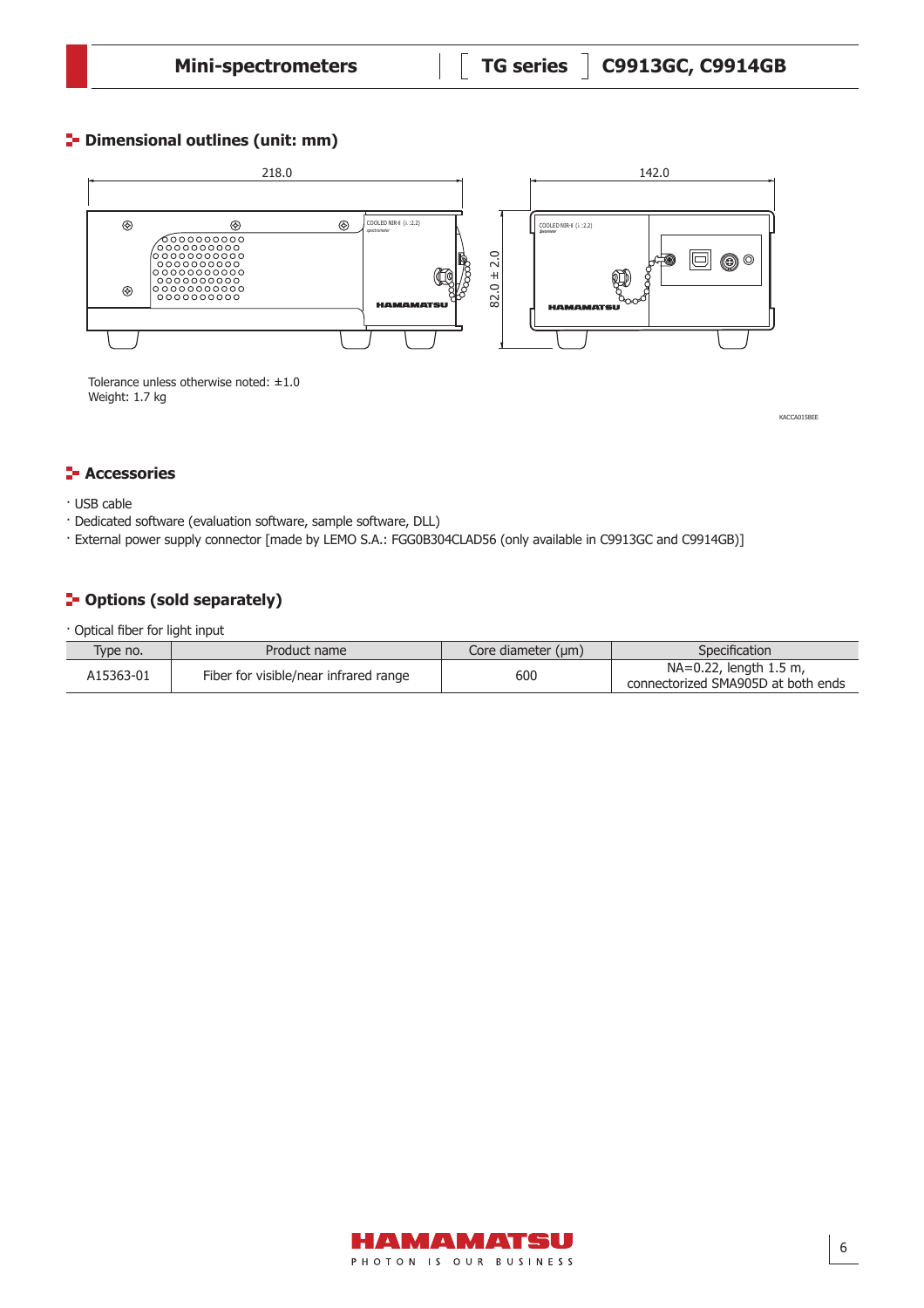## Dimensional outlines (unit: mm)

218.0

142.0

82.0 ± 2.0

Tolerance unless otherwise noted: ±1.0
Weight: 1.7 kg

KACCA0158EE

## Accessories

- USB cable
- Dedicated software (evaluation software, sample software, DLL)
- External power supply connector [made by LEMO S.A.: FGG0B304CLAD56 (only available in C9913GC and C9914GB)]

## Options (sold separately)

- Optical fiber for light input

| Type no. | Product name | Core diameter (µm) | Specification |
|---|---|---|---|
| A15363-01 | Fiber for visible/near infrared range | 600 | NA=0.22, length 1.5 m, connectorized SMA905D at both ends |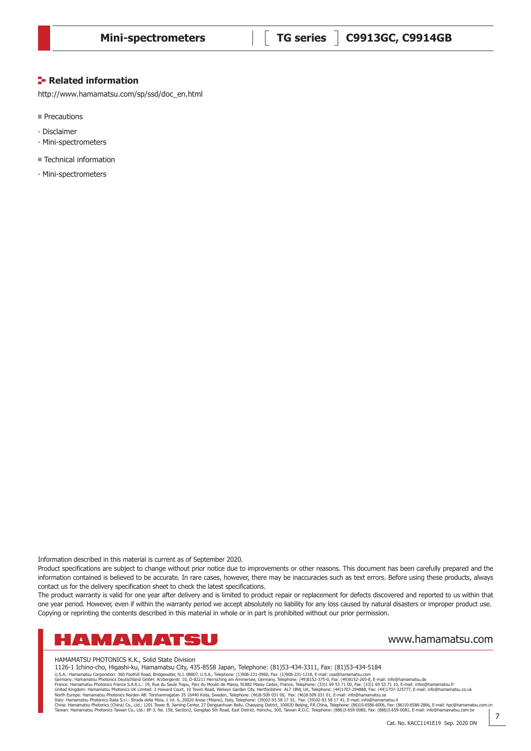## Related information

http://www.hamamatsu.com/sp/ssd/doc_en.html

- Precautions
  - · Disclaimer
  - · Mini-spectrometers
- Technical information
  - · Mini-spectrometers

Information described in this material is current as of September 2020.

Product specifications are subject to change without prior notice due to improvements or other reasons. This document has been carefully prepared and the information contained is believed to be accurate. In rare cases, however, there may be inaccuracies such as text errors. Before using these products, always contact us for the delivery specification sheet to check the latest specifications.

The product warranty is valid for one year after delivery and is limited to product repair or replacement for defects discovered and reported to us within that one year period. However, even if within the warranty period we accept absolutely no liability for any loss caused by natural disasters or improper product use.

Copying or reprinting the contents described in this material in whole or in part is prohibited without our prior permission.

**HAMAMATSU**

www.hamamatsu.com

HAMAMATSU PHOTONICS K.K., Solid State Division

1126-1 Ichino-cho, Higashi-ku, Hamamatsu City, 435-8558 Japan, Telephone: (81)53-434-3311, Fax: (81)53-434-5184

U.S.A.: Hamamatsu Corporation: 360 Foothill Road, Bridgewater, N.J. 08807, U.S.A., Telephone: (1)908-231-0960, Fax: (1)908-231-1218, E-mail: usa@hamamatsu.com

Germany: Hamamatsu Photonics Deutschland GmbH: Arzbergerstr. 10, D-82211 Herrsching am Ammersee, Germany, Telephone: (49)8152-375-0, Fax: (49)8152-265-8, E-mail: info@hamamatsu.de

France: Hamamatsu Photonics France S.A.R.L.: 19, Rue du Saule Trapu, Parc du Moulin de Massy, 91882 Massy Cedex, France, Telephone: (33)1 69 53 71 00, Fax: (33)1 69 53 71 10, E-mail: infos@hamamatsu.fr

United Kingdom: Hamamatsu Photonics UK Limited: 2 Howard Court, 10 Tewin Road, Welwyn Garden City, Hertfordshire AL7 1BW, UK, Telephone: (44)1707-294888, Fax: (44)1707-325777, E-mail: info@hamamatsu.co.uk

North Europe: Hamamatsu Photonics Norden AB: Torshamnsgatan 35 16440 Kista, Sweden, Telephone: (46)8-509 031 00, Fax: (46)8-509 031 01, E-mail: info@hamamatsu.se

Italy: Hamamatsu Photonics Italia S.r.l.: Strada della Moia, 1 int. 6, 20020 Arese (Milano), Italy, Telephone: (39)02-93 58 17 33, Fax: (39)02-93 58 17 41, E-mail: info@hamamatsu.it

China: Hamamatsu Photonics (China) Co., Ltd.: 1201 Tower B, Jiaming Center, 27 Dongsanhuan Beilu, Chaoyang District, 100020 Beijing, P.R.China, Telephone: (86)10-6586-6006, Fax: (86)10-6586-2866, E-mail: hpc@hamamatsu.com.cn

Taiwan: Hamamatsu Photonics Taiwan Co., Ltd.: 8F-3, No. 158, Section2, Gongdao 5th Road, East District, Hsinchu, 300, Taiwan R.O.C. Telephone: (886)3-659-0080, Fax: (886)3-659-0081, E-mail: info@hamamatsu.com.tw

Cat. No. KACC1141E19 Sep. 2020 DN